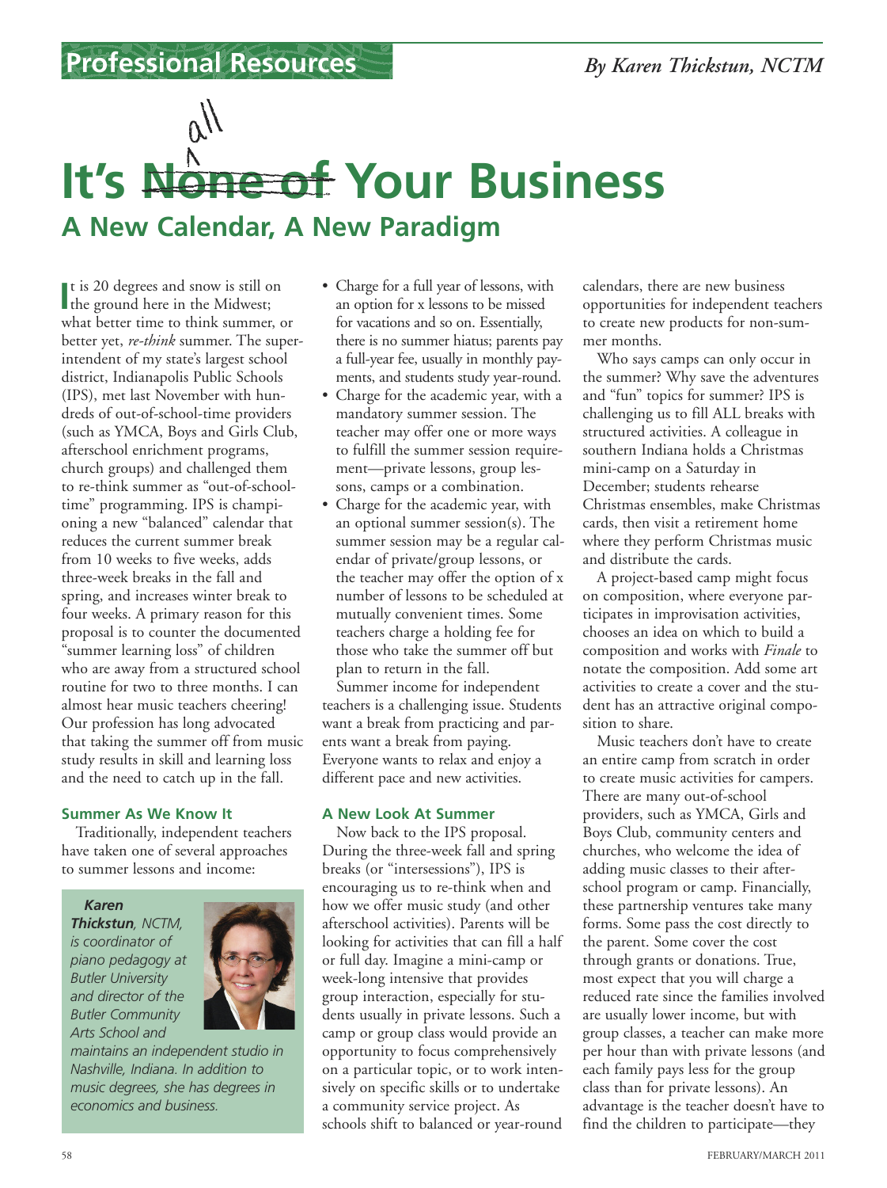Professional Resources

*By Karen Thickstun, NCTM*

# It's ~~None of~~ all Your Business

## A New Calendar, A New Paradigm

It is 20 degrees and snow is still on the ground here in the Midwest; what better time to think summer, or better yet, *re-think* summer. The superintendent of my state's largest school district, Indianapolis Public Schools (IPS), met last November with hundreds of out-of-school-time providers (such as YMCA, Boys and Girls Club, afterschool enrichment programs, church groups) and challenged them to re-think summer as "out-of-school-time" programming. IPS is championing a new "balanced" calendar that reduces the current summer break from 10 weeks to five weeks, adds three-week breaks in the fall and spring, and increases winter break to four weeks. A primary reason for this proposal is to counter the documented "summer learning loss" of children who are away from a structured school routine for two to three months. I can almost hear music teachers cheering! Our profession has long advocated that taking the summer off from music study results in skill and learning loss and the need to catch up in the fall.

### Summer As We Know It

Traditionally, independent teachers have taken one of several approaches to summer lessons and income:

- Charge for a full year of lessons, with an option for x lessons to be missed for vacations and so on. Essentially, there is no summer hiatus; parents pay a full-year fee, usually in monthly payments, and students study year-round.
- Charge for the academic year, with a mandatory summer session. The teacher may offer one or more ways to fulfill the summer session requirement—private lessons, group lessons, camps or a combination.
- Charge for the academic year, with an optional summer session(s). The summer session may be a regular calendar of private/group lessons, or the teacher may offer the option of x number of lessons to be scheduled at mutually convenient times. Some teachers charge a holding fee for those who take the summer off but plan to return in the fall.

Summer income for independent teachers is a challenging issue. Students want a break from practicing and parents want a break from paying. Everyone wants to relax and enjoy a different pace and new activities.

### A New Look At Summer

Now back to the IPS proposal. During the three-week fall and spring breaks (or "intersessions"), IPS is encouraging us to re-think when and how we offer music study (and other afterschool activities). Parents will be looking for activities that can fill a half or full day. Imagine a mini-camp or week-long intensive that provides group interaction, especially for students usually in private lessons. Such a camp or group class would provide an opportunity to focus comprehensively on a particular topic, or to work intensively on specific skills or to undertake a community service project. As schools shift to balanced or year-round calendars, there are new business opportunities for independent teachers to create new products for non-summer months.

Who says camps can only occur in the summer? Why save the adventures and "fun" topics for summer? IPS is challenging us to fill ALL breaks with structured activities. A colleague in southern Indiana holds a Christmas mini-camp on a Saturday in December; students rehearse Christmas ensembles, make Christmas cards, then visit a retirement home where they perform Christmas music and distribute the cards.

A project-based camp might focus on composition, where everyone participates in improvisation activities, chooses an idea on which to build a composition and works with *Finale* to notate the composition. Add some art activities to create a cover and the student has an attractive original composition to share.

Music teachers don't have to create an entire camp from scratch in order to create music activities for campers. There are many out-of-school providers, such as YMCA, Girls and Boys Club, community centers and churches, who welcome the idea of adding music classes to their afterschool program or camp. Financially, these partnership ventures take many forms. Some pass the cost directly to the parent. Some cover the cost through grants or donations. True, most expect that you will charge a reduced rate since the families involved are usually lower income, but with group classes, a teacher can make more per hour than with private lessons (and each family pays less for the group class than for private lessons). An advantage is the teacher doesn't have to find the children to participate—they

***Karen Thickstun**, NCTM, is coordinator of piano pedagogy at Butler University and director of the Butler Community Arts School and maintains an independent studio in Nashville, Indiana. In addition to music degrees, she has degrees in economics and business.*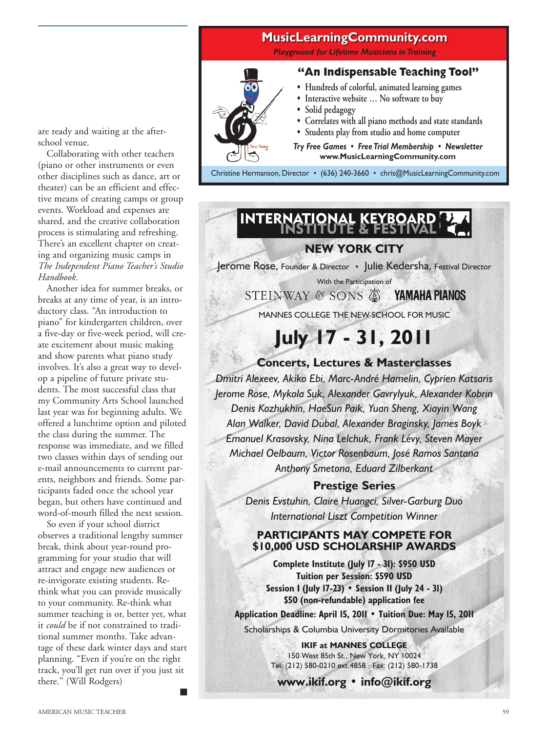are ready and waiting at the after-school venue.

Collaborating with other teachers (piano or other instruments or even other disciplines such as dance, art or theater) can be an efficient and effective means of creating camps or group events. Workload and expenses are shared, and the creative collaboration process is stimulating and refreshing. There's an excellent chapter on creating and organizing music camps in *The Independent Piano Teacher's Studio Handbook*.

Another idea for summer breaks, or breaks at any time of year, is an introductory class. "An introduction to piano" for kindergarten children, over a five-day or five-week period, will create excitement about music making and show parents what piano study involves. It's also a great way to develop a pipeline of future private students. The most successful class that my Community Arts School launched last year was for beginning adults. We offered a lunchtime option and piloted the class during the summer. The response was immediate, and we filled two classes within days of sending out e-mail announcements to current parents, neighbors and friends. Some participants faded once the school year began, but others have continued and word-of-mouth filled the next session.

So even if your school district observes a traditional lengthy summer break, think about year-round programming for your studio that will attract and engage new audiences or re-invigorate existing students. Rethink what you can provide musically to your community. Re-think what summer teaching is or, better yet, what it *could* be if not constrained to traditional summer months. Take advantage of these dark winter days and start planning. "Even if you're on the right track, you'll get run over if you just sit there." (Will Rodgers)

■

## MusicLearningCommunity.com

*Playground for Lifetime Musicians in Training*

### "An Indispensable Teaching Tool"

- Hundreds of colorful, animated learning games
- Interactive website … No software to buy
- Solid pedagogy
- Correlates with all piano methods and state standards
- Students play from studio and home computer

*Try Free Games • Free Trial Membership • Newsletter*

**www.MusicLearningCommunity.com**

Terry Treble

Christine Hermanson, Director • (636) 240-3660 • chris@MusicLearningCommunity.com

## INTERNATIONAL KEYBOARD INSTITUTE & FESTIVAL

### NEW YORK CITY

Jerome Rose, Founder & Director • Julie Kedersha, Festival Director

With the Participation of

STEINWAY & SONS  YAMAHA PIANOS

MANNES COLLEGE THE NEW SCHOOL FOR MUSIC

# July 17 - 31, 2011

### Concerts, Lectures & Masterclasses

*Dmitri Alexeev, Akiko Ebi, Marc-André Hamelin, Cyprien Katsaris
Jerome Rose, Mykola Suk, Alexander Gavrylyuk, Alexander Kobrin
Denis Kozhukhin, HaeSun Paik, Yuan Sheng, Xiayin Wang
Alan Walker, David Dubal, Alexander Braginsky, James Boyk
Emanuel Krasovsky, Nina Lelchuk, Frank Lévy, Steven Mayer
Michael Oelbaum, Victor Rosenbaum, José Ramos Santana
Anthony Smetona, Eduard Zilberkant*

### Prestige Series

*Denis Evstuhin, Claire Huangci, Silver-Garburg Duo
International Liszt Competition Winner*

### PARTICIPANTS MAY COMPETE FOR $10,000 USD SCHOLARSHIP AWARDS

**Complete Institute (July 17 - 31): $950 USD**
**Tuition per Session: $590 USD**
**Session I (July 17-23) • Session II (July 24 - 31)**
**$50 (non-refundable) application fee**
**Application Deadline: April 15, 2011 • Tuition Due: May 15, 2011**

Scholarships & Columbia University Dormitories Available

**IKIF at MANNES COLLEGE**
150 West 85th St., New York, NY 10024
Tel: (212) 580-0210 ext.4858  Fax: (212) 580-1738

**www.ikif.org • info@ikif.org**